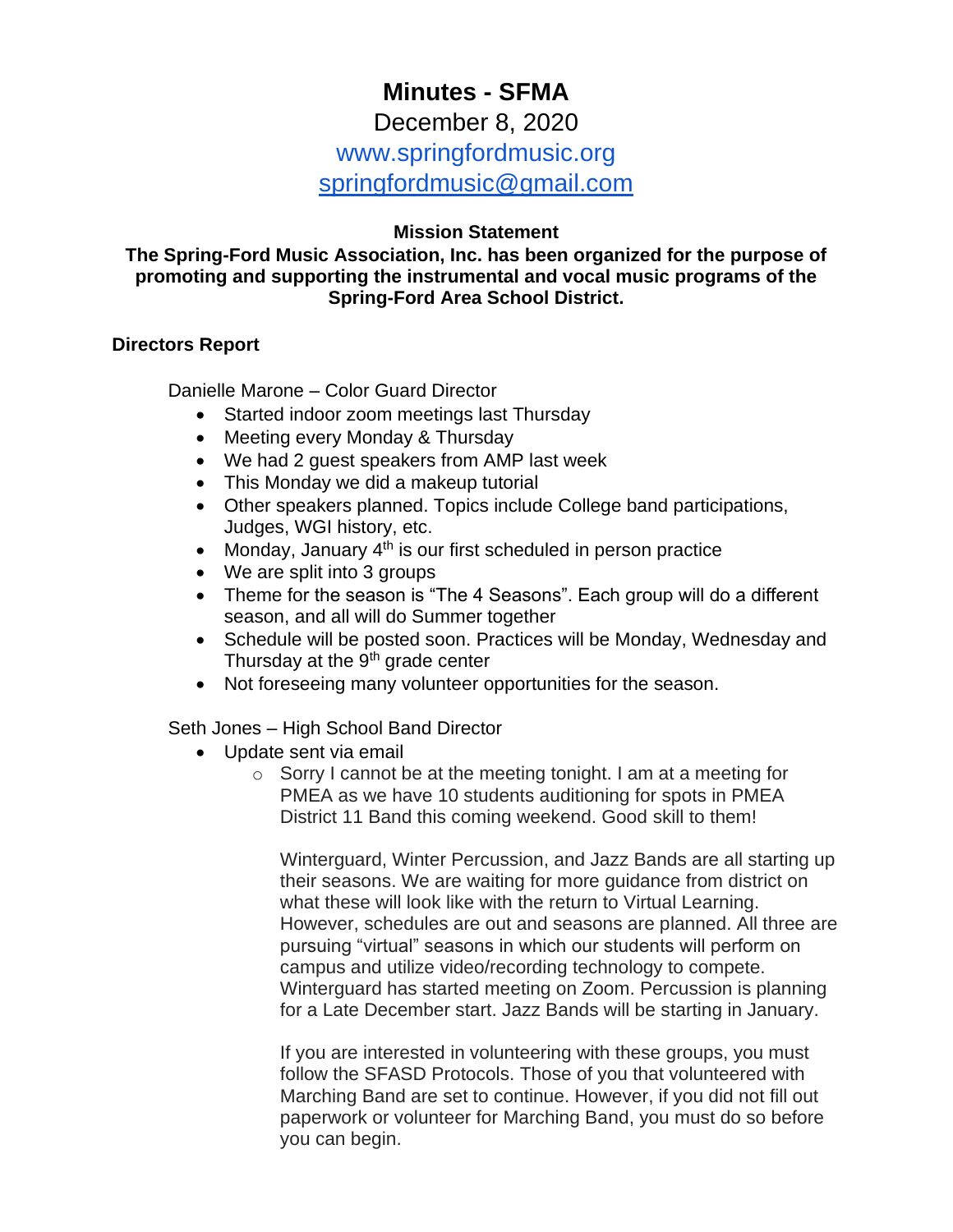# Minutes - SFMA

December 8, 2020

www.springfordmusic.org

springfordmusic@gmail.com

**Mission Statement**

**The Spring-Ford Music Association, Inc. has been organized for the purpose of promoting and supporting the instrumental and vocal music programs of the Spring-Ford Area School District.**

**Directors Report**

Danielle Marone – Color Guard Director

- Started indoor zoom meetings last Thursday
- Meeting every Monday & Thursday
- We had 2 guest speakers from AMP last week
- This Monday we did a makeup tutorial
- Other speakers planned. Topics include College band participations, Judges, WGI history, etc.
- Monday, January 4th is our first scheduled in person practice
- We are split into 3 groups
- Theme for the season is "The 4 Seasons". Each group will do a different season, and all will do Summer together
- Schedule will be posted soon. Practices will be Monday, Wednesday and Thursday at the 9th grade center
- Not foreseeing many volunteer opportunities for the season.

Seth Jones – High School Band Director

- Update sent via email
  - Sorry I cannot be at the meeting tonight. I am at a meeting for PMEA as we have 10 students auditioning for spots in PMEA District 11 Band this coming weekend. Good skill to them!

    Winterguard, Winter Percussion, and Jazz Bands are all starting up their seasons. We are waiting for more guidance from district on what these will look like with the return to Virtual Learning. However, schedules are out and seasons are planned. All three are pursuing "virtual" seasons in which our students will perform on campus and utilize video/recording technology to compete. Winterguard has started meeting on Zoom. Percussion is planning for a Late December start. Jazz Bands will be starting in January.

    If you are interested in volunteering with these groups, you must follow the SFASD Protocols. Those of you that volunteered with Marching Band are set to continue. However, if you did not fill out paperwork or volunteer for Marching Band, you must do so before you can begin.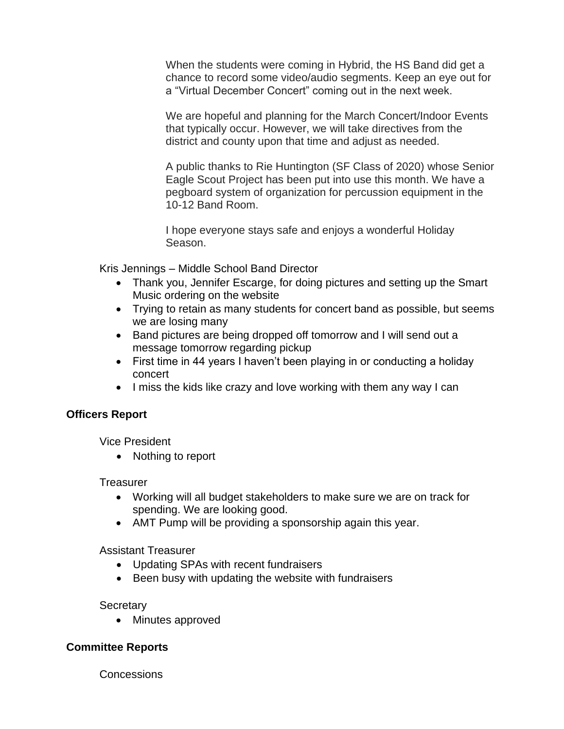When the students were coming in Hybrid, the HS Band did get a chance to record some video/audio segments. Keep an eye out for a "Virtual December Concert" coming out in the next week.

We are hopeful and planning for the March Concert/Indoor Events that typically occur. However, we will take directives from the district and county upon that time and adjust as needed.

A public thanks to Rie Huntington (SF Class of 2020) whose Senior Eagle Scout Project has been put into use this month. We have a pegboard system of organization for percussion equipment in the 10-12 Band Room.

I hope everyone stays safe and enjoys a wonderful Holiday Season.

Kris Jennings – Middle School Band Director

- Thank you, Jennifer Escarge, for doing pictures and setting up the Smart Music ordering on the website
- Trying to retain as many students for concert band as possible, but seems we are losing many
- Band pictures are being dropped off tomorrow and I will send out a message tomorrow regarding pickup
- First time in 44 years I haven't been playing in or conducting a holiday concert
- I miss the kids like crazy and love working with them any way I can

**Officers Report**

Vice President

- Nothing to report

Treasurer

- Working will all budget stakeholders to make sure we are on track for spending. We are looking good.
- AMT Pump will be providing a sponsorship again this year.

Assistant Treasurer

- Updating SPAs with recent fundraisers
- Been busy with updating the website with fundraisers

Secretary

- Minutes approved

**Committee Reports**

Concessions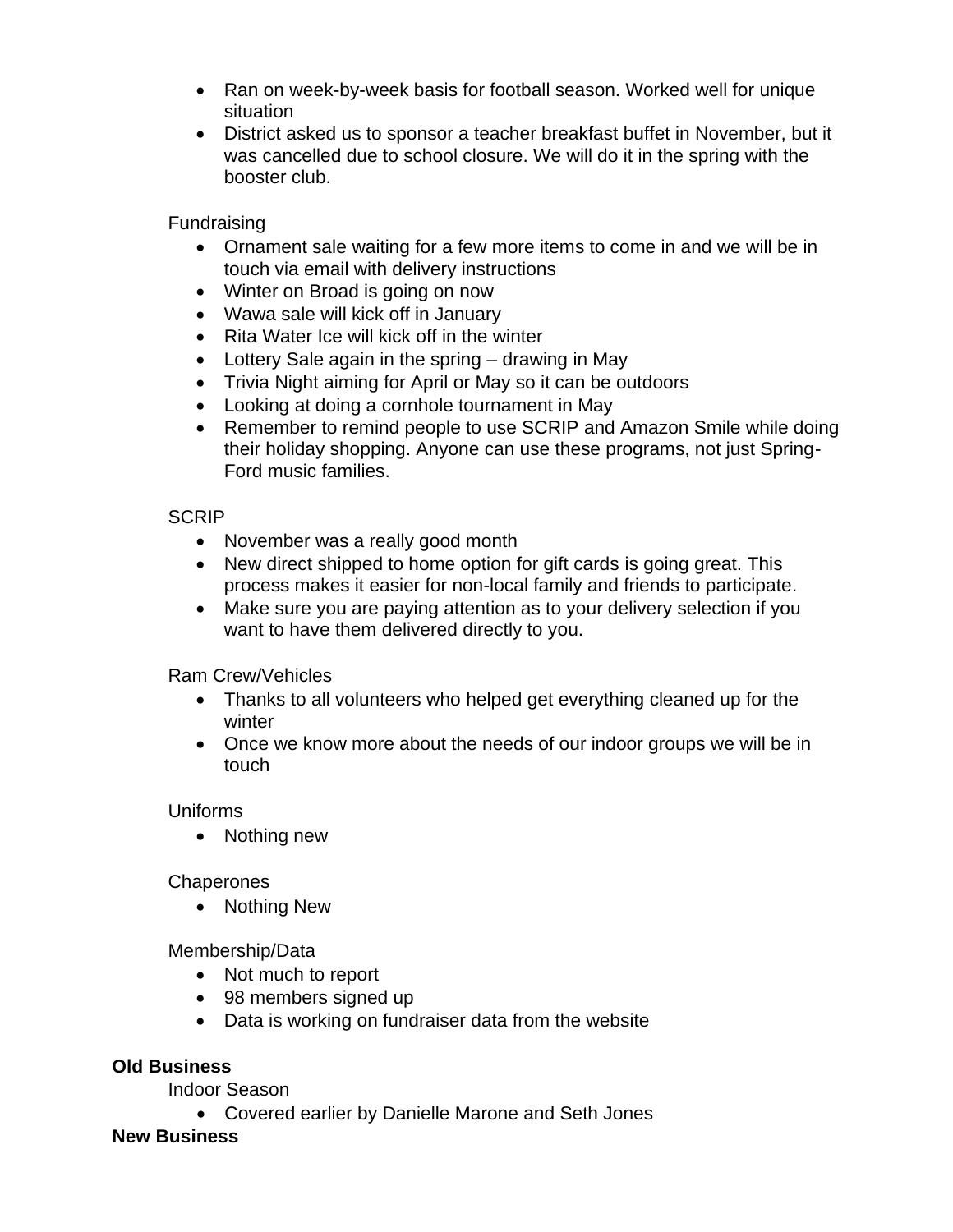- Ran on week-by-week basis for football season. Worked well for unique situation
- District asked us to sponsor a teacher breakfast buffet in November, but it was cancelled due to school closure. We will do it in the spring with the booster club.

Fundraising

- Ornament sale waiting for a few more items to come in and we will be in touch via email with delivery instructions
- Winter on Broad is going on now
- Wawa sale will kick off in January
- Rita Water Ice will kick off in the winter
- Lottery Sale again in the spring – drawing in May
- Trivia Night aiming for April or May so it can be outdoors
- Looking at doing a cornhole tournament in May
- Remember to remind people to use SCRIP and Amazon Smile while doing their holiday shopping. Anyone can use these programs, not just Spring-Ford music families.

SCRIP

- November was a really good month
- New direct shipped to home option for gift cards is going great. This process makes it easier for non-local family and friends to participate.
- Make sure you are paying attention as to your delivery selection if you want to have them delivered directly to you.

Ram Crew/Vehicles

- Thanks to all volunteers who helped get everything cleaned up for the winter
- Once we know more about the needs of our indoor groups we will be in touch

Uniforms

- Nothing new

Chaperones

- Nothing New

Membership/Data

- Not much to report
- 98 members signed up
- Data is working on fundraiser data from the website

**Old Business**

Indoor Season

- Covered earlier by Danielle Marone and Seth Jones

**New Business**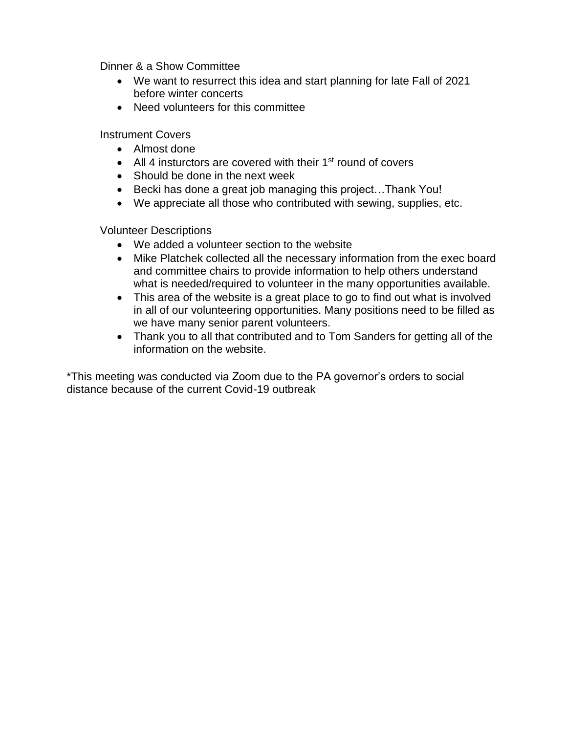Dinner & a Show Committee

- We want to resurrect this idea and start planning for late Fall of 2021 before winter concerts
- Need volunteers for this committee

Instrument Covers

- Almost done
- All 4 insturctors are covered with their 1st round of covers
- Should be done in the next week
- Becki has done a great job managing this project…Thank You!
- We appreciate all those who contributed with sewing, supplies, etc.

Volunteer Descriptions

- We added a volunteer section to the website
- Mike Platchek collected all the necessary information from the exec board and committee chairs to provide information to help others understand what is needed/required to volunteer in the many opportunities available.
- This area of the website is a great place to go to find out what is involved in all of our volunteering opportunities. Many positions need to be filled as we have many senior parent volunteers.
- Thank you to all that contributed and to Tom Sanders for getting all of the information on the website.

*This meeting was conducted via Zoom due to the PA governor's orders to social distance because of the current Covid-19 outbreak